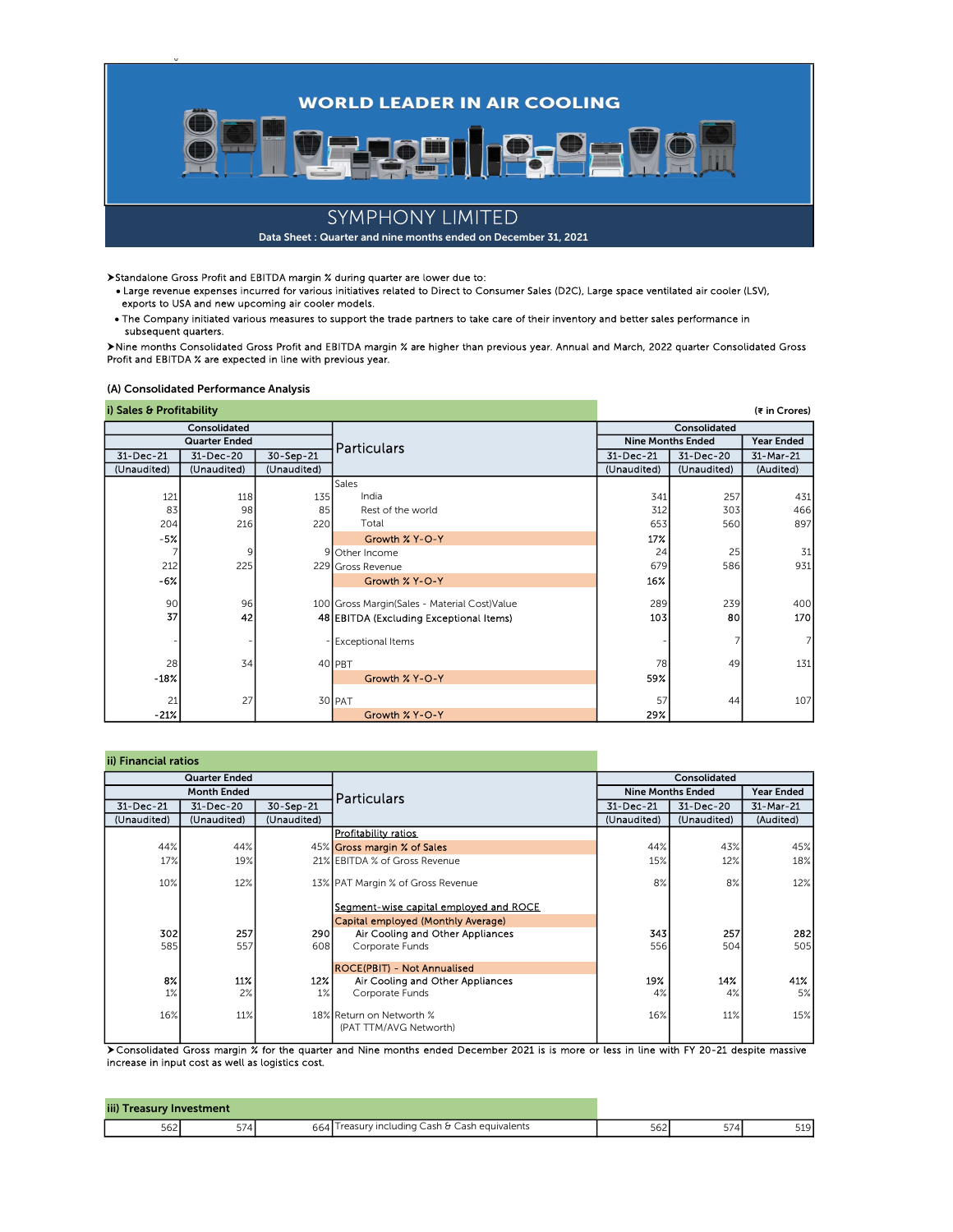# WORLD LEADER IN AIR COOLING

## SYMPHONY LIMITED

**Data Sheet : Quarter and nine months ended on December 31, 2021**

➤Standalone Gross Profit and EBITDA margin % during quarter are lower due to:

- Large revenue expenses incurred for various initiatives related to Direct to Consumer Sales (D2C), Large space ventilated air cooler (LSV), exports to USA and new upcoming air cooler models.
- The Company initiated various measures to support the trade partners to take care of their inventory and better sales performance in subsequent quarters.

➤Nine months Consolidated Gross Profit and EBITDA margin % are higher than previous year. Annual and March, 2022 quarter Consolidated Gross Profit and EBITDA % are expected in line with previous year.

### (A) Consolidated Performance Analysis

**i) Sales & Profitability** (₹ in Crores)

| Consolidated | | | Particulars | Consolidated | | |
|---|---|---|---|---|---|---|
| Quarter Ended | | | | Nine Months Ended | | Year Ended |
| 31-Dec-21 | 31-Dec-20 | 30-Sep-21 | | 31-Dec-21 | 31-Dec-20 | 31-Mar-21 |
| (Unaudited) | (Unaudited) | (Unaudited) | | (Unaudited) | (Unaudited) | (Audited) |
| | | | Sales | | | |
| 121 | 118 | 135 | India | 341 | 257 | 431 |
| 83 | 98 | 85 | Rest of the world | 312 | 303 | 466 |
| 204 | 216 | 220 | Total | 653 | 560 | 897 |
| -5% | | | Growth % Y-O-Y | 17% | | |
| 7 | 9 | 9 | Other Income | 24 | 25 | 31 |
| 212 | 225 | 229 | Gross Revenue | 679 | 586 | 931 |
| -6% | | | Growth % Y-O-Y | 16% | | |
| 90 | 96 | 100 | Gross Margin(Sales - Material Cost)Value | 289 | 239 | 400 |
| 37 | 42 | 48 | EBITDA (Excluding Exceptional Items) | 103 | 80 | 170 |
| - | - | - | Exceptional Items | - | 7 | 7 |
| 28 | 34 | 40 | PBT | 78 | 49 | 131 |
| -18% | | | Growth % Y-O-Y | 59% | | |
| 21 | 27 | 30 | PAT | 57 | 44 | 107 |
| -21% | | | Growth % Y-O-Y | 29% | | |

**ii) Financial ratios**

| Quarter Ended | | | Particulars | Consolidated | | |
|---|---|---|---|---|---|---|
| Month Ended | | | | Nine Months Ended | | Year Ended |
| 31-Dec-21 | 31-Dec-20 | 30-Sep-21 | | 31-Dec-21 | 31-Dec-20 | 31-Mar-21 |
| (Unaudited) | (Unaudited) | (Unaudited) | | (Unaudited) | (Unaudited) | (Audited) |
| | | | Profitability ratios | | | |
| 44% | 44% | 45% | Gross margin % of Sales | 44% | 43% | 45% |
| 17% | 19% | 21% | EBITDA % of Gross Revenue | 15% | 12% | 18% |
| 10% | 12% | 13% | PAT Margin % of Gross Revenue | 8% | 8% | 12% |
| | | | Segment-wise capital employed and ROCE | | | |
| | | | Capital employed (Monthly Average) | | | |
| 302 | 257 | 290 | Air Cooling and Other Appliances | 343 | 257 | 282 |
| 585 | 557 | 608 | Corporate Funds | 556 | 504 | 505 |
| | | | ROCE(PBIT) - Not Annualised | | | |
| 8% | 11% | 12% | Air Cooling and Other Appliances | 19% | 14% | 41% |
| 1% | 2% | 1% | Corporate Funds | 4% | 4% | 5% |
| 16% | 11% | 18% | Return on Networth % (PAT TTM/AVG Networth) | 16% | 11% | 15% |

➤Consolidated Gross margin % for the quarter and Nine months ended December 2021 is is more or less in line with FY 20-21 despite massive increase in input cost as well as logistics cost.

**iii) Treasury Investment**

| | | | | | | |
|---|---|---|---|---|---|---|
| 562 | 574 | 664 | Treasury including Cash & Cash equivalents | 562 | 574 | 519 |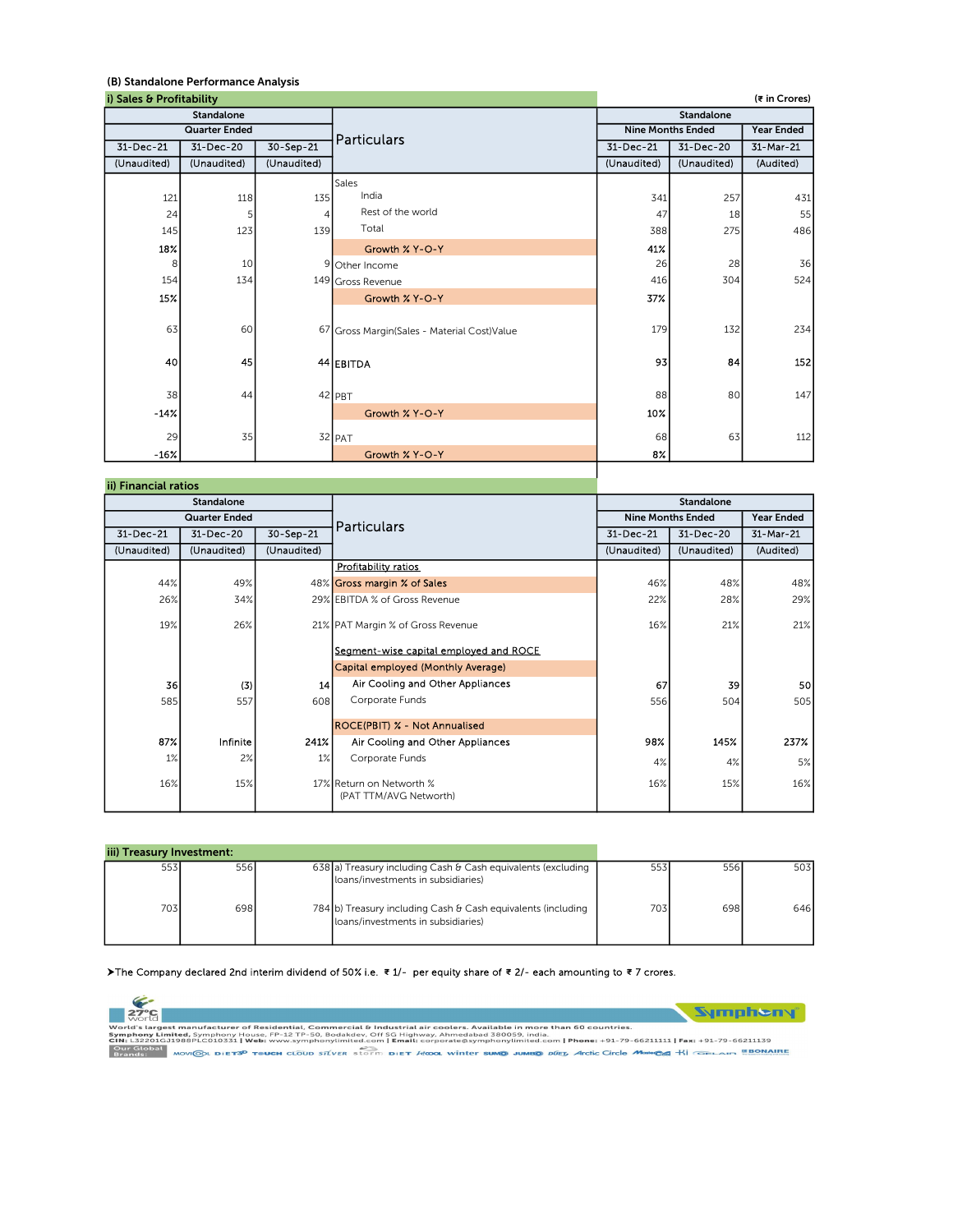## (B) Standalone Performance Analysis

### i) Sales & Profitability

(₹ in Crores)

| Standalone | | | Particulars | Standalone | | |
|---|---|---|---|---|---|---|
| Quarter Ended | | | | Nine Months Ended | | Year Ended |
| 31-Dec-21 | 31-Dec-20 | 30-Sep-21 | | 31-Dec-21 | 31-Dec-20 | 31-Mar-21 |
| (Unaudited) | (Unaudited) | (Unaudited) | | (Unaudited) | (Unaudited) | (Audited) |
| | | | Sales | | | |
| 121 | 118 | 135 | India | 341 | 257 | 431 |
| 24 | 5 | 4 | Rest of the world | 47 | 18 | 55 |
| 145 | 123 | 139 | Total | 388 | 275 | 486 |
| 18% | | | Growth % Y-O-Y | 41% | | |
| 8 | 10 | 9 | Other Income | 26 | 28 | 36 |
| 154 | 134 | 149 | Gross Revenue | 416 | 304 | 524 |
| 15% | | | Growth % Y-O-Y | 37% | | |
| 63 | 60 | 67 | Gross Margin(Sales - Material Cost)Value | 179 | 132 | 234 |
| 40 | 45 | 44 | EBITDA | 93 | 84 | 152 |
| 38 | 44 | 42 | PBT | 88 | 80 | 147 |
| -14% | | | Growth % Y-O-Y | 10% | | |
| 29 | 35 | 32 | PAT | 68 | 63 | 112 |
| -16% | | | Growth % Y-O-Y | 8% | | |

### ii) Financial ratios

| Standalone | | | Particulars | Standalone | | |
|---|---|---|---|---|---|---|
| Quarter Ended | | | | Nine Months Ended | | Year Ended |
| 31-Dec-21 | 31-Dec-20 | 30-Sep-21 | | 31-Dec-21 | 31-Dec-20 | 31-Mar-21 |
| (Unaudited) | (Unaudited) | (Unaudited) | | (Unaudited) | (Unaudited) | (Audited) |
| | | | Profitability ratios | | | |
| 44% | 49% | 48% | Gross margin % of Sales | 46% | 48% | 48% |
| 26% | 34% | 29% | EBITDA % of Gross Revenue | 22% | 28% | 29% |
| 19% | 26% | 21% | PAT Margin % of Gross Revenue | 16% | 21% | 21% |
| | | | Segment-wise capital employed and ROCE | | | |
| | | | Capital employed (Monthly Average) | | | |
| 36 | (3) | 14 | Air Cooling and Other Appliances | 67 | 39 | 50 |
| 585 | 557 | 608 | Corporate Funds | 556 | 504 | 505 |
| | | | ROCE(PBIT) % - Not Annualised | | | |
| 87% | Infinite | 241% | Air Cooling and Other Appliances | 98% | 145% | 237% |
| 1% | 2% | 1% | Corporate Funds | 4% | 4% | 5% |
| 16% | 15% | 17% | Return on Networth % (PAT TTM/AVG Networth) | 16% | 15% | 16% |

### iii) Treasury Investment:

| | | | | | | |
|---|---|---|---|---|---|---|
| 553 | 556 | 638 | a) Treasury including Cash & Cash equivalents (excluding loans/investments in subsidiaries) | 553 | 556 | 503 |
| 703 | 698 | 784 | b) Treasury including Cash & Cash equivalents (including loans/investments in subsidiaries) | 703 | 698 | 646 |

➤The Company declared 2nd interim dividend of 50% i.e. ₹ 1/- per equity share of ₹ 2/- each amounting to ₹ 7 crores.

World's largest manufacturer of Residential, Commercial & Industrial air coolers. Available in more than 60 countries.
Symphony Limited, Symphony House, FP-12 TP-50, Bodakdev, Off SG Highway, Ahmedabad 380059, India.
CIN: L32201GJ1988PLC010331 | Web: www.symphonylimited.com | Email: corporate@symphonylimited.com | Phone: +91-79-66211111 | Fax: +91-79-66211139